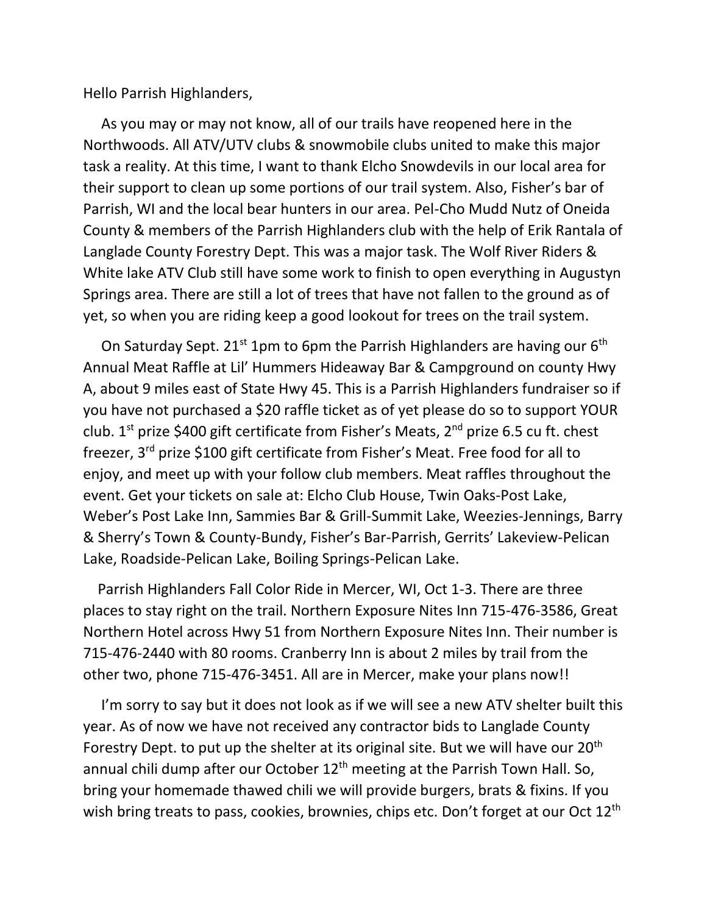Hello Parrish Highlanders,

As you may or may not know, all of our trails have reopened here in the Northwoods. All ATV/UTV clubs & snowmobile clubs united to make this major task a reality. At this time, I want to thank Elcho Snowdevils in our local area for their support to clean up some portions of our trail system. Also, Fisher's bar of Parrish, WI and the local bear hunters in our area. Pel-Cho Mudd Nutz of Oneida County & members of the Parrish Highlanders club with the help of Erik Rantala of Langlade County Forestry Dept. This was a major task. The Wolf River Riders & White lake ATV Club still have some work to finish to open everything in Augustyn Springs area. There are still a lot of trees that have not fallen to the ground as of yet, so when you are riding keep a good lookout for trees on the trail system.

On Saturday Sept. 21st 1pm to 6pm the Parrish Highlanders are having our 6th Annual Meat Raffle at Lil' Hummers Hideaway Bar & Campground on county Hwy A, about 9 miles east of State Hwy 45. This is a Parrish Highlanders fundraiser so if you have not purchased a $20 raffle ticket as of yet please do so to support YOUR club. 1st prize $400 gift certificate from Fisher's Meats, 2nd prize 6.5 cu ft. chest freezer, 3rd prize $100 gift certificate from Fisher's Meat. Free food for all to enjoy, and meet up with your follow club members. Meat raffles throughout the event. Get your tickets on sale at: Elcho Club House, Twin Oaks-Post Lake, Weber's Post Lake Inn, Sammies Bar & Grill-Summit Lake, Weezies-Jennings, Barry & Sherry's Town & County-Bundy, Fisher's Bar-Parrish, Gerrits' Lakeview-Pelican Lake, Roadside-Pelican Lake, Boiling Springs-Pelican Lake.

Parrish Highlanders Fall Color Ride in Mercer, WI, Oct 1-3. There are three places to stay right on the trail. Northern Exposure Nites Inn 715-476-3586, Great Northern Hotel across Hwy 51 from Northern Exposure Nites Inn. Their number is 715-476-2440 with 80 rooms. Cranberry Inn is about 2 miles by trail from the other two, phone 715-476-3451. All are in Mercer, make your plans now!!

I'm sorry to say but it does not look as if we will see a new ATV shelter built this year. As of now we have not received any contractor bids to Langlade County Forestry Dept. to put up the shelter at its original site. But we will have our 20th annual chili dump after our October 12th meeting at the Parrish Town Hall. So, bring your homemade thawed chili we will provide burgers, brats & fixins. If you wish bring treats to pass, cookies, brownies, chips etc. Don't forget at our Oct 12th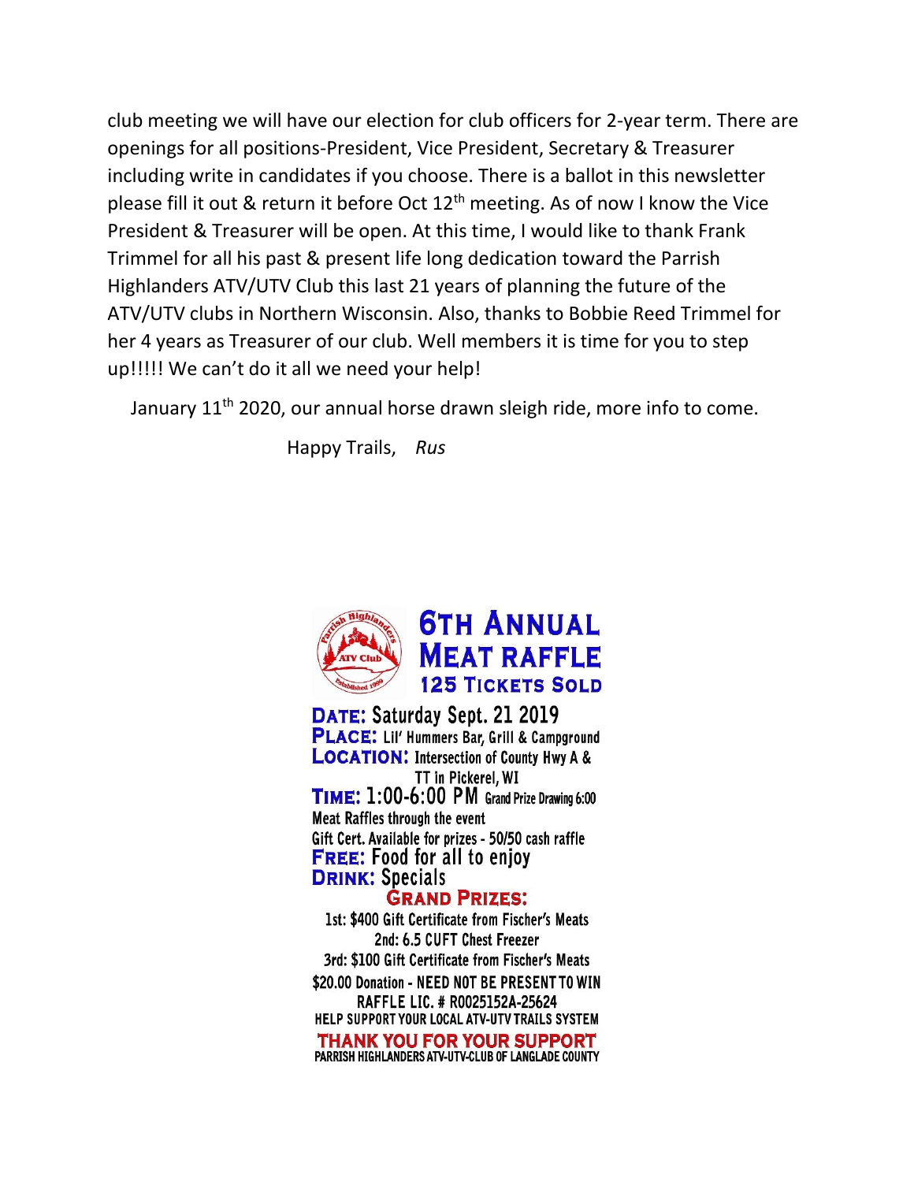club meeting we will have our election for club officers for 2-year term. There are openings for all positions-President, Vice President, Secretary & Treasurer including write in candidates if you choose. There is a ballot in this newsletter please fill it out & return it before Oct 12th meeting. As of now I know the Vice President & Treasurer will be open. At this time, I would like to thank Frank Trimmel for all his past & present life long dedication toward the Parrish Highlanders ATV/UTV Club this last 21 years of planning the future of the ATV/UTV clubs in Northern Wisconsin. Also, thanks to Bobbie Reed Trimmel for her 4 years as Treasurer of our club. Well members it is time for you to step up!!!!! We can't do it all we need your help!

January 11th 2020, our annual horse drawn sleigh ride, more info to come.

Happy Trails, *Rus*

Parrish Highlanders ATV Club Established 1999

# 6TH ANNUAL MEAT RAFFLE

## 125 TICKETS SOLD

**DATE:** Saturday Sept. 21 2019

**PLACE:** Lil' Hummers Bar, Grill & Campground

**LOCATION:** Intersection of County Hwy A & TT in Pickerel, WI

**TIME:** 1:00-6:00 PM Grand Prize Drawing 6:00

Meat Raffles through the event

Gift Cert. Available for prizes - 50/50 cash raffle

**FREE:** Food for all to enjoy

**DRINK:** Specials

## GRAND PRIZES:

1st: $400 Gift Certificate from Fischer's Meats

2nd: 6.5 CUFT Chest Freezer

3rd: $100 Gift Certificate from Fischer's Meats

$20.00 Donation - NEED NOT BE PRESENT TO WIN

RAFFLE LIC. # R0025152A-25624

HELP SUPPORT YOUR LOCAL ATV-UTV TRAILS SYSTEM

**THANK YOU FOR YOUR SUPPORT**

PARRISH HIGHLANDERS ATV-UTV-CLUB OF LANGLADE COUNTY